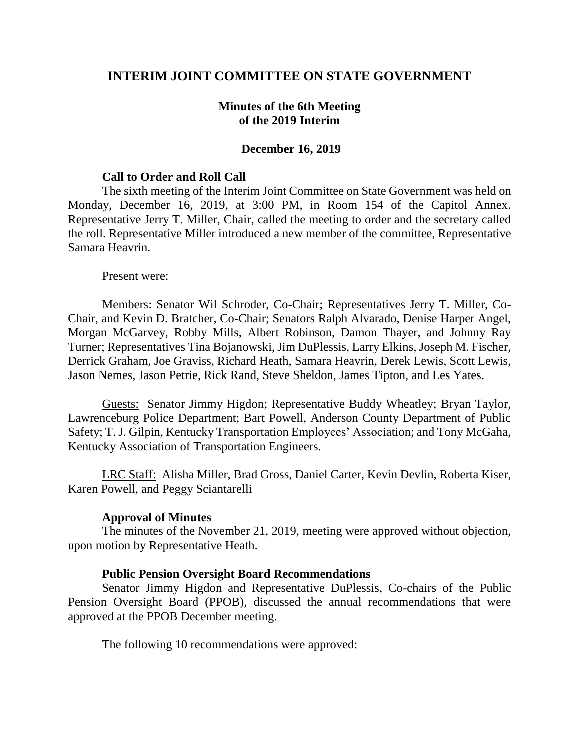# INTERIM JOINT COMMITTEE ON STATE GOVERNMENT

## Minutes of the 6th Meeting of the 2019 Interim

## December 16, 2019

### Call to Order and Roll Call

The sixth meeting of the Interim Joint Committee on State Government was held on Monday, December 16, 2019, at 3:00 PM, in Room 154 of the Capitol Annex. Representative Jerry T. Miller, Chair, called the meeting to order and the secretary called the roll. Representative Miller introduced a new member of the committee, Representative Samara Heavrin.

Present were:

Members: Senator Wil Schroder, Co-Chair; Representatives Jerry T. Miller, Co-Chair, and Kevin D. Bratcher, Co-Chair; Senators Ralph Alvarado, Denise Harper Angel, Morgan McGarvey, Robby Mills, Albert Robinson, Damon Thayer, and Johnny Ray Turner; Representatives Tina Bojanowski, Jim DuPlessis, Larry Elkins, Joseph M. Fischer, Derrick Graham, Joe Graviss, Richard Heath, Samara Heavrin, Derek Lewis, Scott Lewis, Jason Nemes, Jason Petrie, Rick Rand, Steve Sheldon, James Tipton, and Les Yates.

Guests: Senator Jimmy Higdon; Representative Buddy Wheatley; Bryan Taylor, Lawrenceburg Police Department; Bart Powell, Anderson County Department of Public Safety; T. J. Gilpin, Kentucky Transportation Employees' Association; and Tony McGaha, Kentucky Association of Transportation Engineers.

LRC Staff: Alisha Miller, Brad Gross, Daniel Carter, Kevin Devlin, Roberta Kiser, Karen Powell, and Peggy Sciantarelli

### Approval of Minutes

The minutes of the November 21, 2019, meeting were approved without objection, upon motion by Representative Heath.

### Public Pension Oversight Board Recommendations

Senator Jimmy Higdon and Representative DuPlessis, Co-chairs of the Public Pension Oversight Board (PPOB), discussed the annual recommendations that were approved at the PPOB December meeting.

The following 10 recommendations were approved: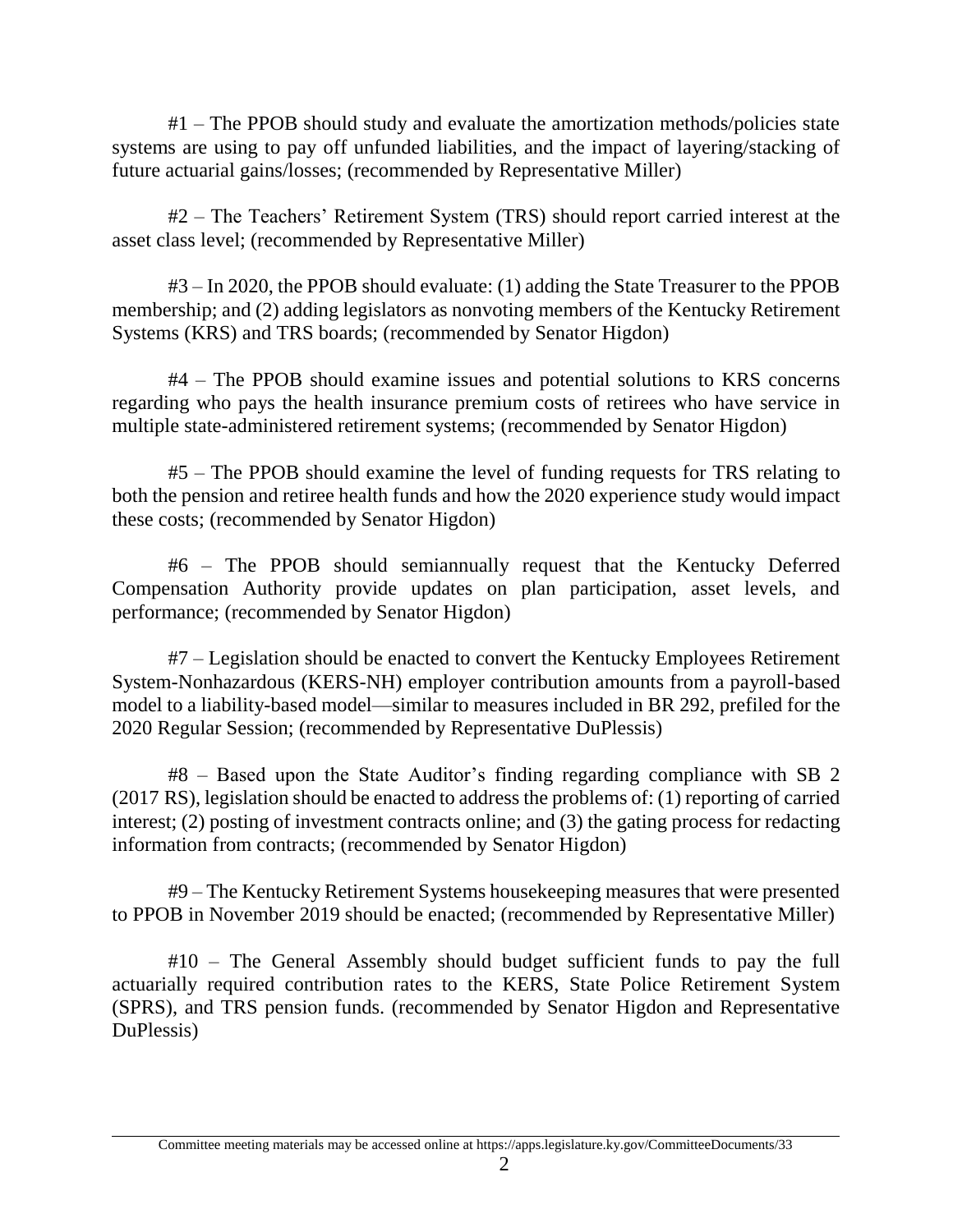#1 – The PPOB should study and evaluate the amortization methods/policies state systems are using to pay off unfunded liabilities, and the impact of layering/stacking of future actuarial gains/losses; (recommended by Representative Miller)

#2 – The Teachers' Retirement System (TRS) should report carried interest at the asset class level; (recommended by Representative Miller)

#3 – In 2020, the PPOB should evaluate: (1) adding the State Treasurer to the PPOB membership; and (2) adding legislators as nonvoting members of the Kentucky Retirement Systems (KRS) and TRS boards; (recommended by Senator Higdon)

#4 – The PPOB should examine issues and potential solutions to KRS concerns regarding who pays the health insurance premium costs of retirees who have service in multiple state-administered retirement systems; (recommended by Senator Higdon)

#5 – The PPOB should examine the level of funding requests for TRS relating to both the pension and retiree health funds and how the 2020 experience study would impact these costs; (recommended by Senator Higdon)

#6 – The PPOB should semiannually request that the Kentucky Deferred Compensation Authority provide updates on plan participation, asset levels, and performance; (recommended by Senator Higdon)

#7 – Legislation should be enacted to convert the Kentucky Employees Retirement System-Nonhazardous (KERS-NH) employer contribution amounts from a payroll-based model to a liability-based model—similar to measures included in BR 292, prefiled for the 2020 Regular Session; (recommended by Representative DuPlessis)

#8 – Based upon the State Auditor's finding regarding compliance with SB 2 (2017 RS), legislation should be enacted to address the problems of: (1) reporting of carried interest; (2) posting of investment contracts online; and (3) the gating process for redacting information from contracts; (recommended by Senator Higdon)

#9 – The Kentucky Retirement Systems housekeeping measures that were presented to PPOB in November 2019 should be enacted; (recommended by Representative Miller)

#10 – The General Assembly should budget sufficient funds to pay the full actuarially required contribution rates to the KERS, State Police Retirement System (SPRS), and TRS pension funds. (recommended by Senator Higdon and Representative DuPlessis)

Committee meeting materials may be accessed online at https://apps.legislature.ky.gov/CommitteeDocuments/33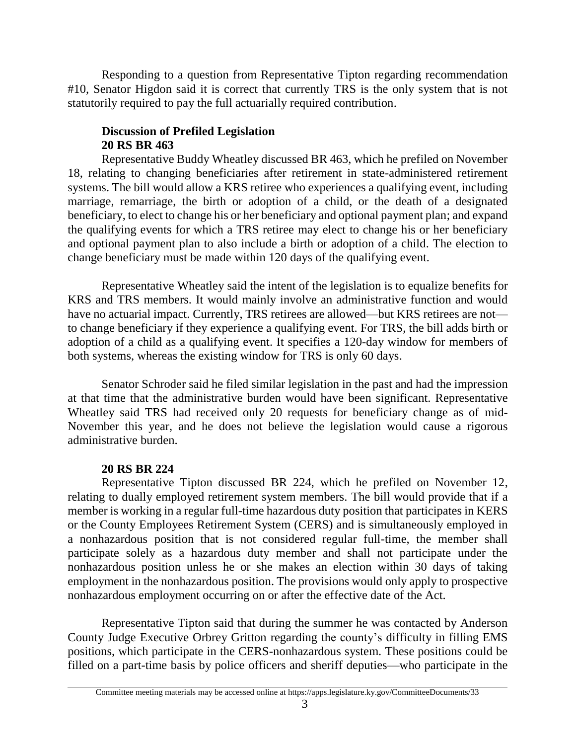Responding to a question from Representative Tipton regarding recommendation #10, Senator Higdon said it is correct that currently TRS is the only system that is not statutorily required to pay the full actuarially required contribution.

**Discussion of Prefiled Legislation**

**20 RS BR 463**

Representative Buddy Wheatley discussed BR 463, which he prefiled on November 18, relating to changing beneficiaries after retirement in state-administered retirement systems. The bill would allow a KRS retiree who experiences a qualifying event, including marriage, remarriage, the birth or adoption of a child, or the death of a designated beneficiary, to elect to change his or her beneficiary and optional payment plan; and expand the qualifying events for which a TRS retiree may elect to change his or her beneficiary and optional payment plan to also include a birth or adoption of a child. The election to change beneficiary must be made within 120 days of the qualifying event.

Representative Wheatley said the intent of the legislation is to equalize benefits for KRS and TRS members. It would mainly involve an administrative function and would have no actuarial impact. Currently, TRS retirees are allowed—but KRS retirees are not—to change beneficiary if they experience a qualifying event. For TRS, the bill adds birth or adoption of a child as a qualifying event. It specifies a 120-day window for members of both systems, whereas the existing window for TRS is only 60 days.

Senator Schroder said he filed similar legislation in the past and had the impression at that time that the administrative burden would have been significant. Representative Wheatley said TRS had received only 20 requests for beneficiary change as of mid-November this year, and he does not believe the legislation would cause a rigorous administrative burden.

**20 RS BR 224**

Representative Tipton discussed BR 224, which he prefiled on November 12, relating to dually employed retirement system members. The bill would provide that if a member is working in a regular full-time hazardous duty position that participates in KERS or the County Employees Retirement System (CERS) and is simultaneously employed in a nonhazardous position that is not considered regular full-time, the member shall participate solely as a hazardous duty member and shall not participate under the nonhazardous position unless he or she makes an election within 30 days of taking employment in the nonhazardous position. The provisions would only apply to prospective nonhazardous employment occurring on or after the effective date of the Act.

Representative Tipton said that during the summer he was contacted by Anderson County Judge Executive Orbrey Gritton regarding the county's difficulty in filling EMS positions, which participate in the CERS-nonhazardous system. These positions could be filled on a part-time basis by police officers and sheriff deputies—who participate in the

Committee meeting materials may be accessed online at https://apps.legislature.ky.gov/CommitteeDocuments/33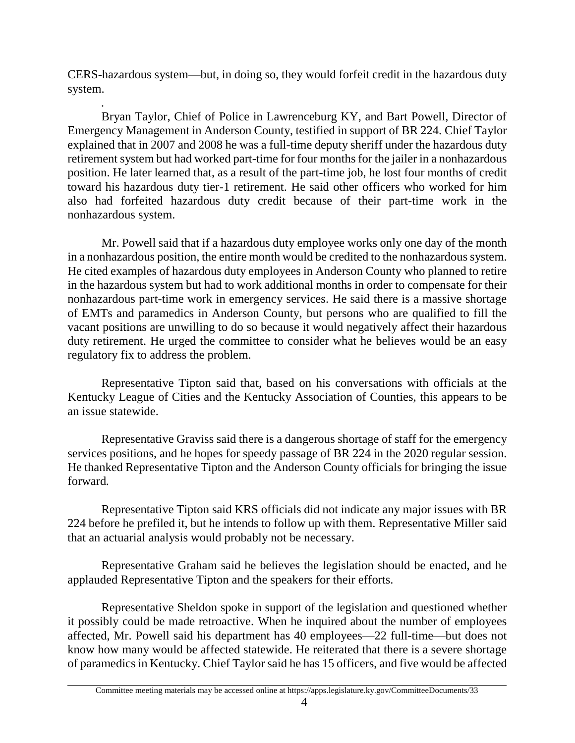CERS-hazardous system—but, in doing so, they would forfeit credit in the hazardous duty system.

.
Bryan Taylor, Chief of Police in Lawrenceburg KY, and Bart Powell, Director of Emergency Management in Anderson County, testified in support of BR 224. Chief Taylor explained that in 2007 and 2008 he was a full-time deputy sheriff under the hazardous duty retirement system but had worked part-time for four months for the jailer in a nonhazardous position. He later learned that, as a result of the part-time job, he lost four months of credit toward his hazardous duty tier-1 retirement. He said other officers who worked for him also had forfeited hazardous duty credit because of their part-time work in the nonhazardous system.

Mr. Powell said that if a hazardous duty employee works only one day of the month in a nonhazardous position, the entire month would be credited to the nonhazardous system. He cited examples of hazardous duty employees in Anderson County who planned to retire in the hazardous system but had to work additional months in order to compensate for their nonhazardous part-time work in emergency services. He said there is a massive shortage of EMTs and paramedics in Anderson County, but persons who are qualified to fill the vacant positions are unwilling to do so because it would negatively affect their hazardous duty retirement. He urged the committee to consider what he believes would be an easy regulatory fix to address the problem.

Representative Tipton said that, based on his conversations with officials at the Kentucky League of Cities and the Kentucky Association of Counties, this appears to be an issue statewide.

Representative Graviss said there is a dangerous shortage of staff for the emergency services positions, and he hopes for speedy passage of BR 224 in the 2020 regular session. He thanked Representative Tipton and the Anderson County officials for bringing the issue forward.

Representative Tipton said KRS officials did not indicate any major issues with BR 224 before he prefiled it, but he intends to follow up with them. Representative Miller said that an actuarial analysis would probably not be necessary.

Representative Graham said he believes the legislation should be enacted, and he applauded Representative Tipton and the speakers for their efforts.

Representative Sheldon spoke in support of the legislation and questioned whether it possibly could be made retroactive. When he inquired about the number of employees affected, Mr. Powell said his department has 40 employees—22 full-time—but does not know how many would be affected statewide. He reiterated that there is a severe shortage of paramedics in Kentucky. Chief Taylor said he has 15 officers, and five would be affected

Committee meeting materials may be accessed online at https://apps.legislature.ky.gov/CommitteeDocuments/33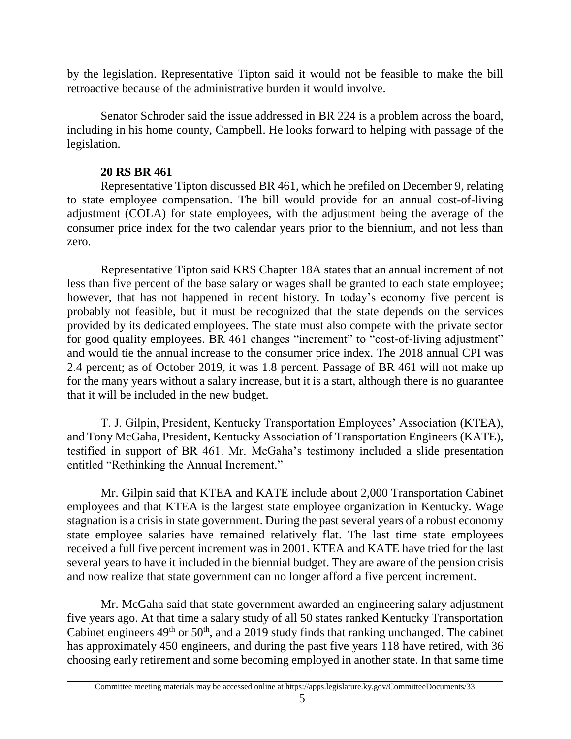by the legislation. Representative Tipton said it would not be feasible to make the bill retroactive because of the administrative burden it would involve.

Senator Schroder said the issue addressed in BR 224 is a problem across the board, including in his home county, Campbell. He looks forward to helping with passage of the legislation.

**20 RS BR 461**

Representative Tipton discussed BR 461, which he prefiled on December 9, relating to state employee compensation. The bill would provide for an annual cost-of-living adjustment (COLA) for state employees, with the adjustment being the average of the consumer price index for the two calendar years prior to the biennium, and not less than zero.

Representative Tipton said KRS Chapter 18A states that an annual increment of not less than five percent of the base salary or wages shall be granted to each state employee; however, that has not happened in recent history. In today's economy five percent is probably not feasible, but it must be recognized that the state depends on the services provided by its dedicated employees. The state must also compete with the private sector for good quality employees. BR 461 changes "increment" to "cost-of-living adjustment" and would tie the annual increase to the consumer price index. The 2018 annual CPI was 2.4 percent; as of October 2019, it was 1.8 percent. Passage of BR 461 will not make up for the many years without a salary increase, but it is a start, although there is no guarantee that it will be included in the new budget.

T. J. Gilpin, President, Kentucky Transportation Employees' Association (KTEA), and Tony McGaha, President, Kentucky Association of Transportation Engineers (KATE), testified in support of BR 461. Mr. McGaha's testimony included a slide presentation entitled "Rethinking the Annual Increment."

Mr. Gilpin said that KTEA and KATE include about 2,000 Transportation Cabinet employees and that KTEA is the largest state employee organization in Kentucky. Wage stagnation is a crisis in state government. During the past several years of a robust economy state employee salaries have remained relatively flat. The last time state employees received a full five percent increment was in 2001. KTEA and KATE have tried for the last several years to have it included in the biennial budget. They are aware of the pension crisis and now realize that state government can no longer afford a five percent increment.

Mr. McGaha said that state government awarded an engineering salary adjustment five years ago. At that time a salary study of all 50 states ranked Kentucky Transportation Cabinet engineers 49th or 50th, and a 2019 study finds that ranking unchanged. The cabinet has approximately 450 engineers, and during the past five years 118 have retired, with 36 choosing early retirement and some becoming employed in another state. In that same time

Committee meeting materials may be accessed online at https://apps.legislature.ky.gov/CommitteeDocuments/33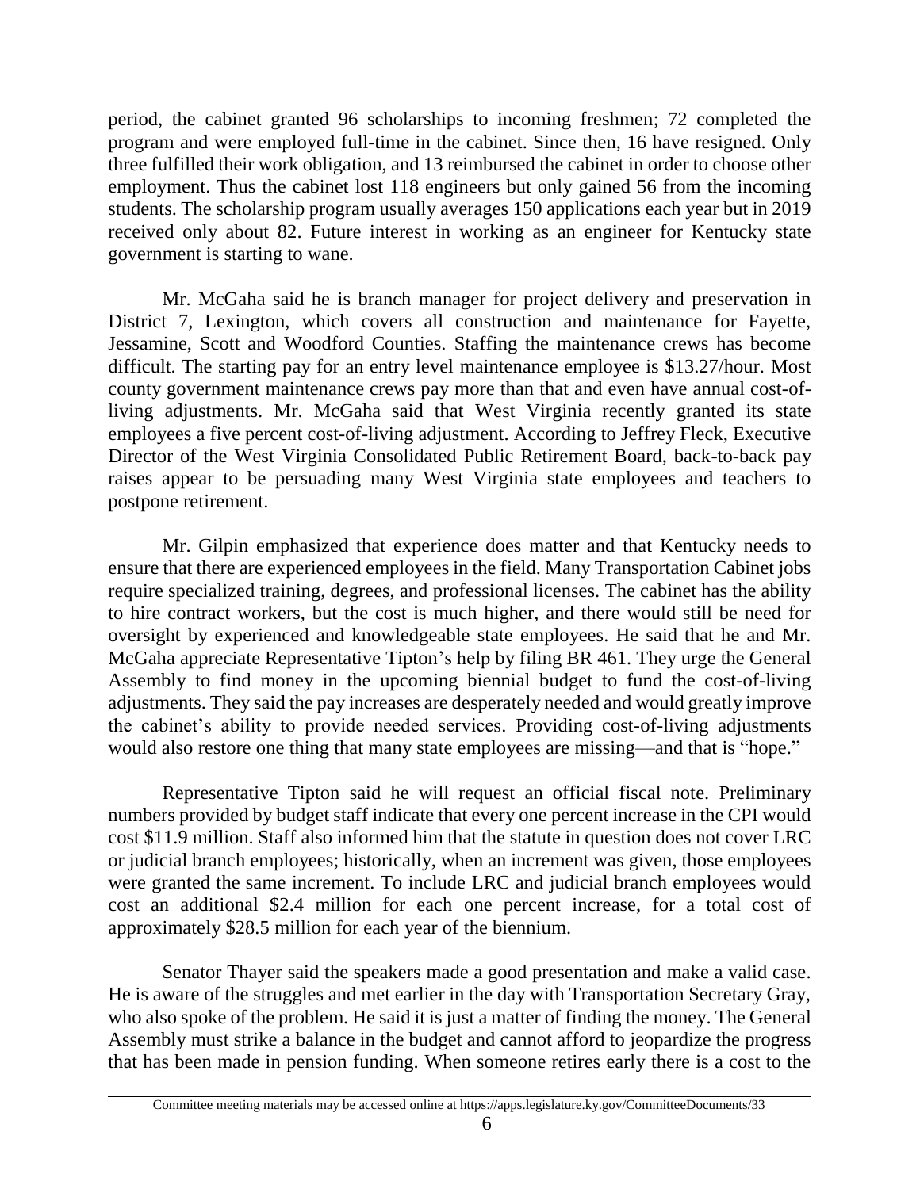period, the cabinet granted 96 scholarships to incoming freshmen; 72 completed the program and were employed full-time in the cabinet. Since then, 16 have resigned. Only three fulfilled their work obligation, and 13 reimbursed the cabinet in order to choose other employment. Thus the cabinet lost 118 engineers but only gained 56 from the incoming students. The scholarship program usually averages 150 applications each year but in 2019 received only about 82. Future interest in working as an engineer for Kentucky state government is starting to wane.

Mr. McGaha said he is branch manager for project delivery and preservation in District 7, Lexington, which covers all construction and maintenance for Fayette, Jessamine, Scott and Woodford Counties. Staffing the maintenance crews has become difficult. The starting pay for an entry level maintenance employee is $13.27/hour. Most county government maintenance crews pay more than that and even have annual cost-of-living adjustments. Mr. McGaha said that West Virginia recently granted its state employees a five percent cost-of-living adjustment. According to Jeffrey Fleck, Executive Director of the West Virginia Consolidated Public Retirement Board, back-to-back pay raises appear to be persuading many West Virginia state employees and teachers to postpone retirement.

Mr. Gilpin emphasized that experience does matter and that Kentucky needs to ensure that there are experienced employees in the field. Many Transportation Cabinet jobs require specialized training, degrees, and professional licenses. The cabinet has the ability to hire contract workers, but the cost is much higher, and there would still be need for oversight by experienced and knowledgeable state employees. He said that he and Mr. McGaha appreciate Representative Tipton's help by filing BR 461. They urge the General Assembly to find money in the upcoming biennial budget to fund the cost-of-living adjustments. They said the pay increases are desperately needed and would greatly improve the cabinet's ability to provide needed services. Providing cost-of-living adjustments would also restore one thing that many state employees are missing—and that is "hope."

Representative Tipton said he will request an official fiscal note. Preliminary numbers provided by budget staff indicate that every one percent increase in the CPI would cost $11.9 million. Staff also informed him that the statute in question does not cover LRC or judicial branch employees; historically, when an increment was given, those employees were granted the same increment. To include LRC and judicial branch employees would cost an additional $2.4 million for each one percent increase, for a total cost of approximately $28.5 million for each year of the biennium.

Senator Thayer said the speakers made a good presentation and make a valid case. He is aware of the struggles and met earlier in the day with Transportation Secretary Gray, who also spoke of the problem. He said it is just a matter of finding the money. The General Assembly must strike a balance in the budget and cannot afford to jeopardize the progress that has been made in pension funding. When someone retires early there is a cost to the

Committee meeting materials may be accessed online at https://apps.legislature.ky.gov/CommitteeDocuments/33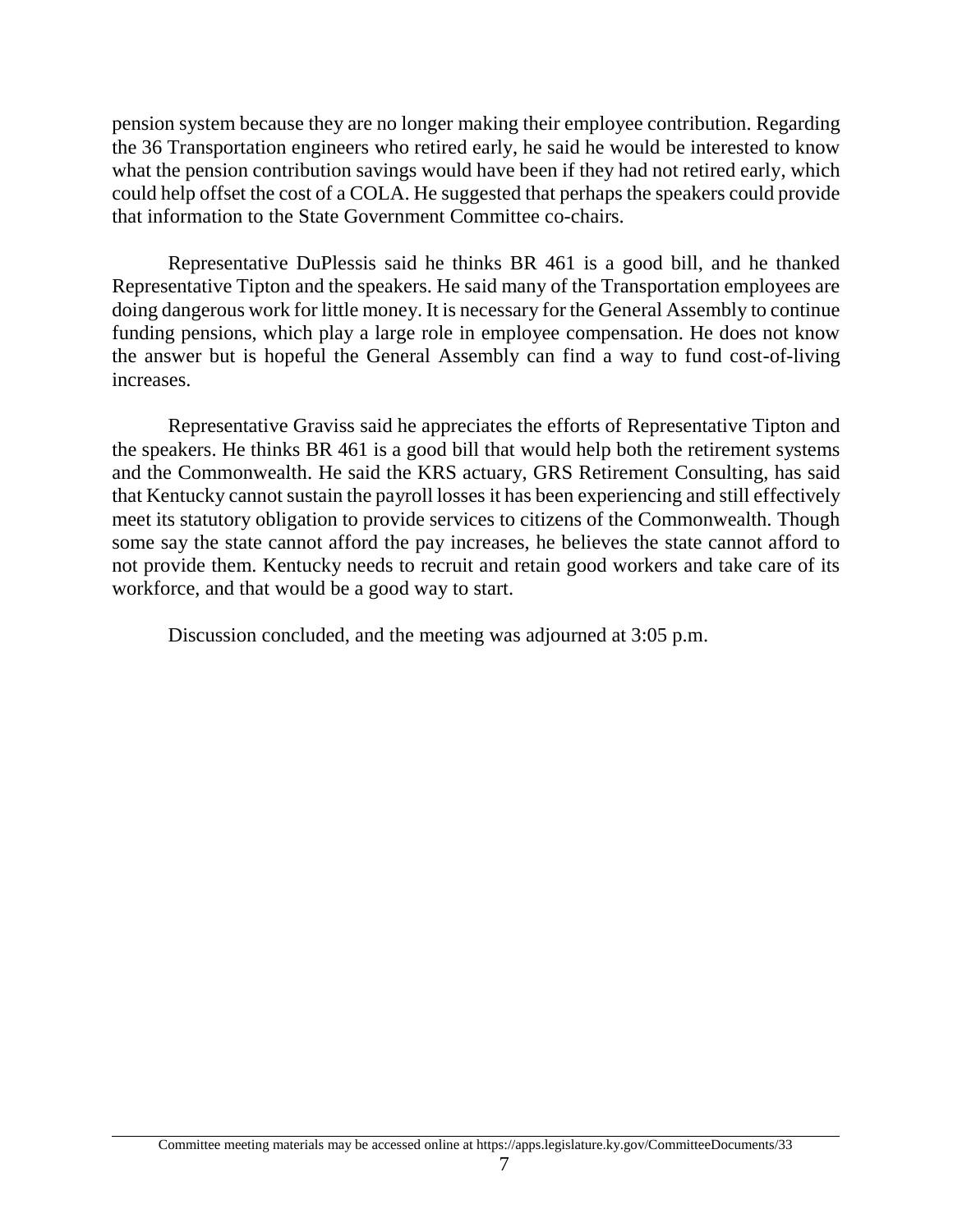pension system because they are no longer making their employee contribution. Regarding the 36 Transportation engineers who retired early, he said he would be interested to know what the pension contribution savings would have been if they had not retired early, which could help offset the cost of a COLA. He suggested that perhaps the speakers could provide that information to the State Government Committee co-chairs.

Representative DuPlessis said he thinks BR 461 is a good bill, and he thanked Representative Tipton and the speakers. He said many of the Transportation employees are doing dangerous work for little money. It is necessary for the General Assembly to continue funding pensions, which play a large role in employee compensation. He does not know the answer but is hopeful the General Assembly can find a way to fund cost-of-living increases.

Representative Graviss said he appreciates the efforts of Representative Tipton and the speakers. He thinks BR 461 is a good bill that would help both the retirement systems and the Commonwealth. He said the KRS actuary, GRS Retirement Consulting, has said that Kentucky cannot sustain the payroll losses it has been experiencing and still effectively meet its statutory obligation to provide services to citizens of the Commonwealth. Though some say the state cannot afford the pay increases, he believes the state cannot afford to not provide them. Kentucky needs to recruit and retain good workers and take care of its workforce, and that would be a good way to start.

Discussion concluded, and the meeting was adjourned at 3:05 p.m.

Committee meeting materials may be accessed online at https://apps.legislature.ky.gov/CommitteeDocuments/33